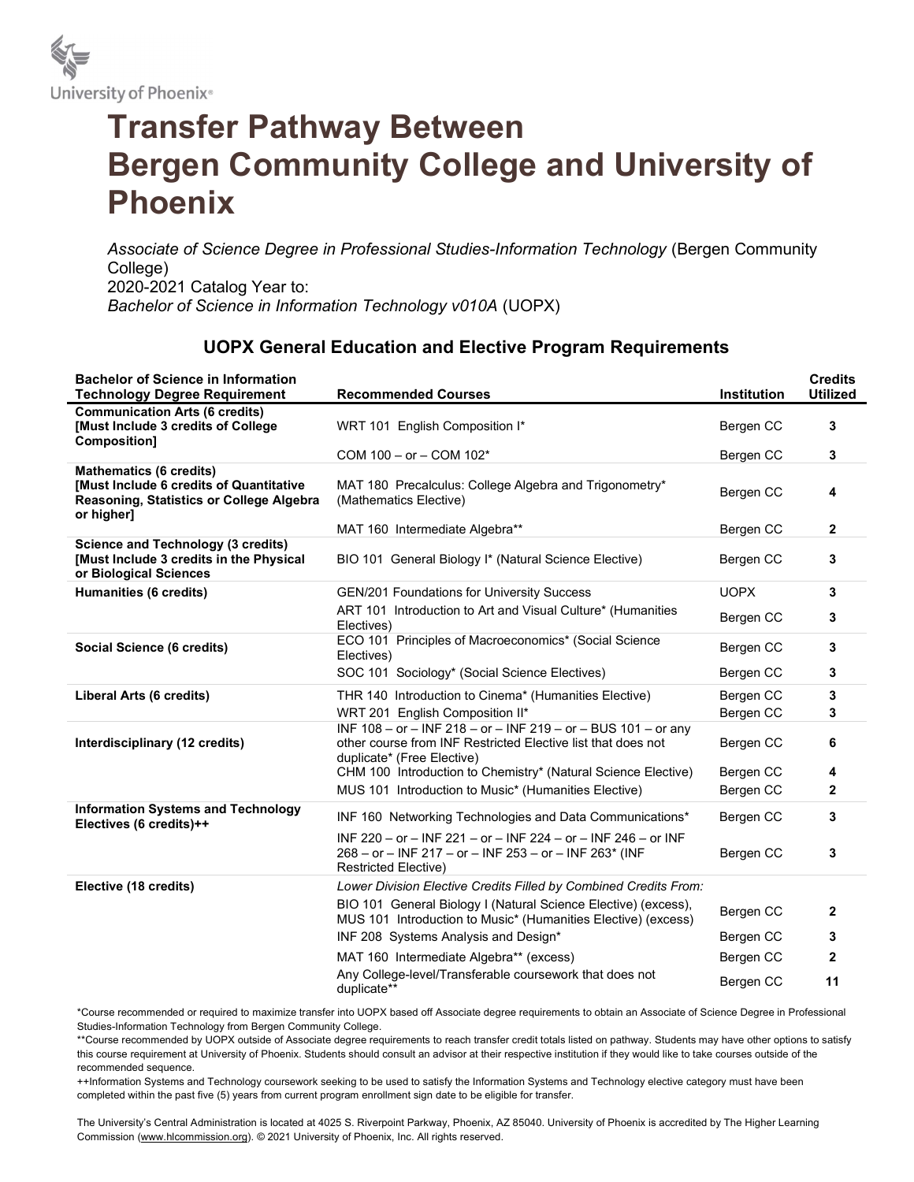University of Phoenix®

# Transfer Pathway Between Bergen Community College and University of Phoenix

*Associate of Science Degree in Professional Studies-Information Technology* (Bergen Community College)
2020-2021 Catalog Year to:
*Bachelor of Science in Information Technology v010A* (UOPX)

## UOPX General Education and Elective Program Requirements

| Bachelor of Science in Information Technology Degree Requirement | Recommended Courses | Institution | Credits Utilized |
|---|---|---|---|
| **Communication Arts (6 credits) [Must Include 3 credits of College Composition]** | WRT 101 English Composition I* | Bergen CC | 3 |
| | COM 100 – or – COM 102* | Bergen CC | 3 |
| **Mathematics (6 credits) [Must Include 6 credits of Quantitative Reasoning, Statistics or College Algebra or higher]** | MAT 180 Precalculus: College Algebra and Trigonometry* (Mathematics Elective) | Bergen CC | 4 |
| | MAT 160 Intermediate Algebra** | Bergen CC | 2 |
| **Science and Technology (3 credits) [Must Include 3 credits in the Physical or Biological Sciences** | BIO 101 General Biology I* (Natural Science Elective) | Bergen CC | 3 |
| **Humanities (6 credits)** | GEN/201 Foundations for University Success | UOPX | 3 |
| | ART 101 Introduction to Art and Visual Culture* (Humanities Electives) | Bergen CC | 3 |
| **Social Science (6 credits)** | ECO 101 Principles of Macroeconomics* (Social Science Electives) | Bergen CC | 3 |
| | SOC 101 Sociology* (Social Science Electives) | Bergen CC | 3 |
| **Liberal Arts (6 credits)** | THR 140 Introduction to Cinema* (Humanities Elective) | Bergen CC | 3 |
| | WRT 201 English Composition II* | Bergen CC | 3 |
| **Interdisciplinary (12 credits)** | INF 108 – or – INF 218 – or – INF 219 – or – BUS 101 – or any other course from INF Restricted Elective list that does not duplicate* (Free Elective) | Bergen CC | 6 |
| | CHM 100 Introduction to Chemistry* (Natural Science Elective) | Bergen CC | 4 |
| | MUS 101 Introduction to Music* (Humanities Elective) | Bergen CC | 2 |
| **Information Systems and Technology Electives (6 credits)++** | INF 160 Networking Technologies and Data Communications* | Bergen CC | 3 |
| | INF 220 – or – INF 221 – or – INF 224 – or – INF 246 – or INF 268 – or – INF 217 – or – INF 253 – or – INF 263* (INF Restricted Elective) | Bergen CC | 3 |
| **Elective (18 credits)** | *Lower Division Elective Credits Filled by Combined Credits From:* | | |
| | BIO 101 General Biology I (Natural Science Elective) (excess), MUS 101 Introduction to Music* (Humanities Elective) (excess) | Bergen CC | 2 |
| | INF 208 Systems Analysis and Design* | Bergen CC | 3 |
| | MAT 160 Intermediate Algebra** (excess) | Bergen CC | 2 |
| | Any College-level/Transferable coursework that does not duplicate** | Bergen CC | 11 |

*Course recommended or required to maximize transfer into UOPX based off Associate degree requirements to obtain an Associate of Science Degree in Professional Studies-Information Technology from Bergen Community College.

**Course recommended by UOPX outside of Associate degree requirements to reach transfer credit totals listed on pathway. Students may have other options to satisfy this course requirement at University of Phoenix. Students should consult an advisor at their respective institution if they would like to take courses outside of the recommended sequence.

++Information Systems and Technology coursework seeking to be used to satisfy the Information Systems and Technology elective category must have been completed within the past five (5) years from current program enrollment sign date to be eligible for transfer.

The University's Central Administration is located at 4025 S. Riverpoint Parkway, Phoenix, AZ 85040. University of Phoenix is accredited by The Higher Learning Commission (www.hlcommission.org). © 2021 University of Phoenix, Inc. All rights reserved.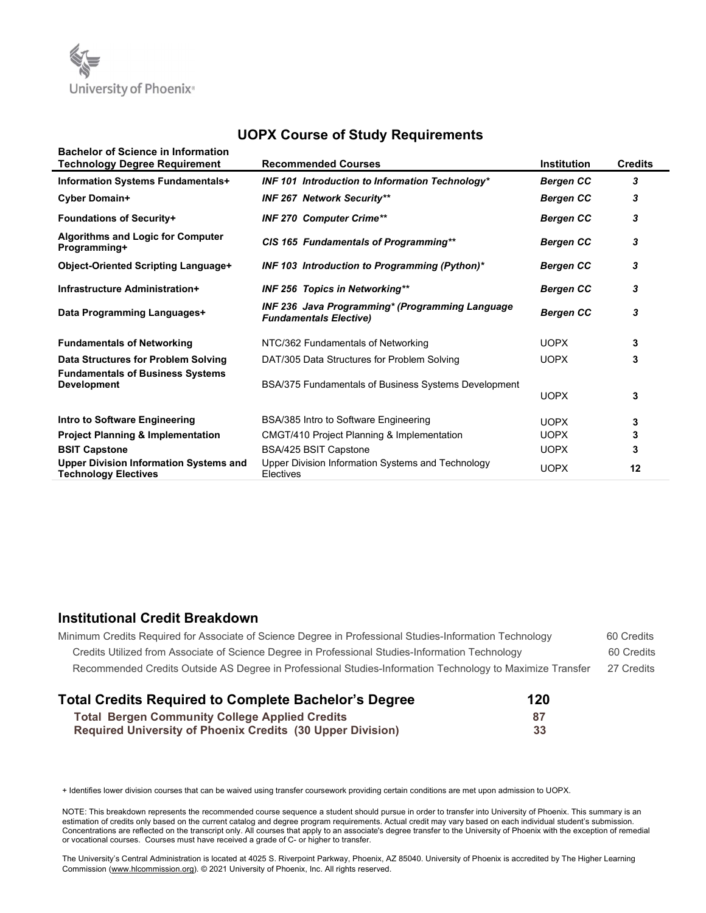University of Phoenix®

## UOPX Course of Study Requirements

| Bachelor of Science in Information Technology Degree Requirement | Recommended Courses | Institution | Credits |
|---|---|---|---|
| **Information Systems Fundamentals+** | ***INF 101 Introduction to Information Technology**** | ***Bergen CC*** | ***3*** |
| **Cyber Domain+** | ***INF 267 Network Security***** | ***Bergen CC*** | ***3*** |
| **Foundations of Security+** | ***INF 270 Computer Crime***** | ***Bergen CC*** | ***3*** |
| **Algorithms and Logic for Computer Programming+** | ***CIS 165 Fundamentals of Programming***** | ***Bergen CC*** | ***3*** |
| **Object-Oriented Scripting Language+** | ***INF 103 Introduction to Programming (Python)**** | ***Bergen CC*** | ***3*** |
| **Infrastructure Administration+** | ***INF 256 Topics in Networking***** | ***Bergen CC*** | ***3*** |
| **Data Programming Languages+** | ***INF 236 Java Programming* (Programming Language Fundamentals Elective)*** | ***Bergen CC*** | ***3*** |
| **Fundamentals of Networking** | NTC/362 Fundamentals of Networking | UOPX | **3** |
| **Data Structures for Problem Solving** | DAT/305 Data Structures for Problem Solving | UOPX | **3** |
| **Fundamentals of Business Systems Development** | BSA/375 Fundamentals of Business Systems Development | UOPX | **3** |
| **Intro to Software Engineering** | BSA/385 Intro to Software Engineering | UOPX | **3** |
| **Project Planning & Implementation** | CMGT/410 Project Planning & Implementation | UOPX | **3** |
| **BSIT Capstone** | BSA/425 BSIT Capstone | UOPX | **3** |
| **Upper Division Information Systems and Technology Electives** | Upper Division Information Systems and Technology Electives | UOPX | **12** |

## Institutional Credit Breakdown

| | |
|---|---|
| Minimum Credits Required for Associate of Science Degree in Professional Studies-Information Technology | 60 Credits |
| Credits Utilized from Associate of Science Degree in Professional Studies-Information Technology | 60 Credits |
| Recommended Credits Outside AS Degree in Professional Studies-Information Technology to Maximize Transfer | 27 Credits |

| | |
|---|---|
| **Total Credits Required to Complete Bachelor's Degree** | **120** |
| **Total Bergen Community College Applied Credits** | **87** |
| **Required University of Phoenix Credits (30 Upper Division)** | **33** |

+ Identifies lower division courses that can be waived using transfer coursework providing certain conditions are met upon admission to UOPX.

NOTE: This breakdown represents the recommended course sequence a student should pursue in order to transfer into University of Phoenix. This summary is an estimation of credits only based on the current catalog and degree program requirements. Actual credit may vary based on each individual student's submission. Concentrations are reflected on the transcript only. All courses that apply to an associate's degree transfer to the University of Phoenix with the exception of remedial or vocational courses. Courses must have received a grade of C- or higher to transfer.

The University's Central Administration is located at 4025 S. Riverpoint Parkway, Phoenix, AZ 85040. University of Phoenix is accredited by The Higher Learning Commission (www.hlcommission.org). © 2021 University of Phoenix, Inc. All rights reserved.